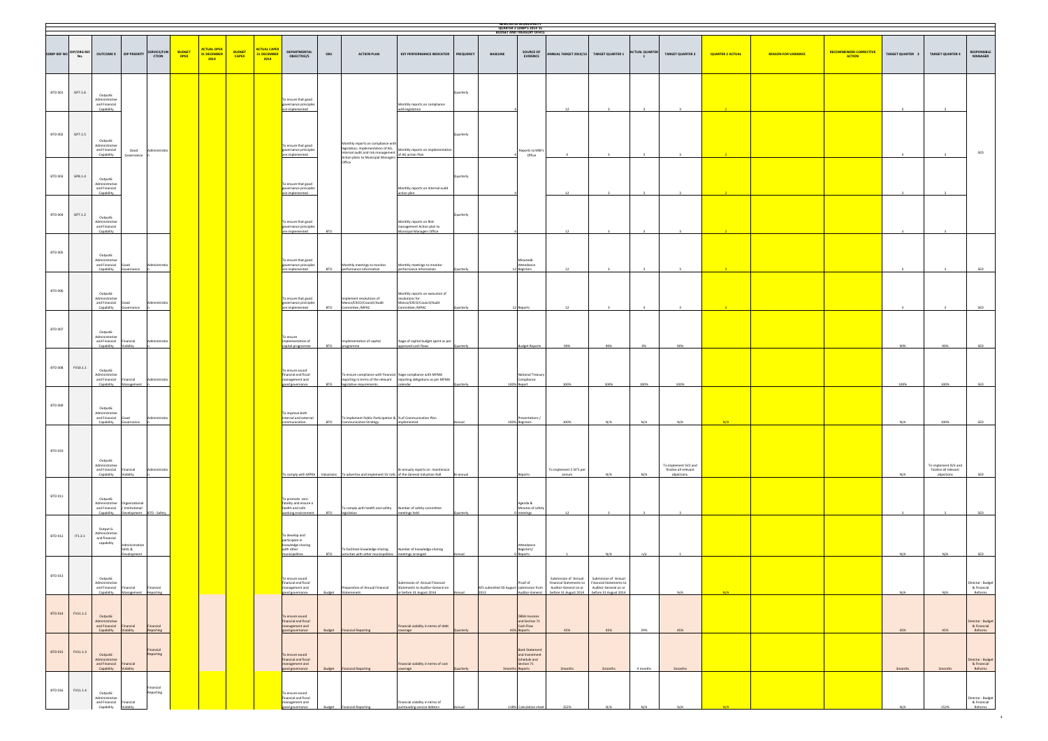# NEWCASTLE MUNICIPALITY
## QUARTER 2 SDBIP'S 2014-15
### BUDGET AND TREASURY OFFICE

| SDBIP REF NO | IDP/ORG REF No. | OUTCOME 9 | IDP PRIORITY | SERVICE/FUNCTION | BUDGET OPEX | ACTUAL OPEX 31 DECEMBER 2014 | BUDGET CAPEX | ACTUAL CAPEX 31 DECEMBER 2014 | DEPARTMENTAL OBJECTIVE/S | SBU | ACTION PLAN | KEY PERFORMANCE INDICATOR | FREQUENCY | BASELINE | SOURCE OF EVIDENCE | ANNUAL TARGET 2014/15 | TARGET QUARTER 1 | ACTUAL QUARTER 1 | TARGET QUARTER 2 | QUARTER 2 ACTUAL | REASON FOR VARIANCE | RECOMMENDED CORRECTIVE ACTION | TARGET QUARTER 3 | TARGET QUARTER 4 | RESPONSIBLE MANAGER |
|---|---|---|---|---|---|---|---|---|---|---|---|---|---|---|---|---|---|---|---|---|---|---|---|---|---|
| BTO 001 | GP7.1.6 | Output6: Administrative and Financial Capability | | | | | | | To ensure that good governance principles are implemented | | | Monthly reports on compliance with legislation | Quarterly | 4 | | 12 | 3 | 3 | 3 | 2 | | | 3 | 3 | |
| BTO 002 | GP7.1.5 | Output6: Administrative and Financial Capability | Good Governance | Administration | | | | | To ensure that good governance principles are implemented | | Monthly reports on compliance with legislation, implementation of AG, internal audit and risk management Action plans to Municipal Manager's Office | Monthly reports on implementation of AG action Plan | Quarterly | 4 | Reports to MM's Office | 4 | 3 | 3 | 3 | 2 | | | 3 | 3 | SED |
| BTO 003 | GP8.1.4 | Output6: Administrative and Financial Capability | | | | | | | To ensure that good governance principles are implemented | | | Monthly reports on internal audit action plan | Quarterly | 4 | | 12 | 3 | 3 | 3 | 2 | | | 3 | 3 | |
| BTO 004 | GP7.1.2 | Output6: Administrative and Financial Capability | | | | | | | To ensure that good governance principles are implemented | BTO | | Monthly reports on Risk management Action plan to Municipal Managers Office | Quarterly | 4 | | 12 | 3 | 3 | 3 | 2 | | | 3 | 3 | |
| BTO 005 | | Output6: Administrative and Financial Capability | Good Governance | Administration | | | | | To ensure that good governance principles are implemented | BTO | Monthly meetings to monitor performance information | Monthly meetings to monitor performance information | Quarterly | 12 | Minutes& Attendance Registers | 12 | 3 | 3 | 3 | 3 | | | 3 | 3 | SED |
| BTO 006 | | Output6: Administrative and Financial Capability | Good Governance | Administration | | | | | To ensure that good governance principles are implemented | BTO | Implement resolutions of Manco/EXCO/Council/Audit Committee /MPAC | Monthly reports on execution of resolutions for Manco/EXCO/Council/Audit Committee /MPAC | Quarterly | 12 | Reports | 12 | 3 | 3 | 3 | 3 | | | 3 | 3 | SED |
| BTO 007 | | Output6: Administrative and Financial Capability | Financial Viability | Administration | | | | | To ensure implementation of capital programme | BTO | Implementation of capital programme | %age of capital budget spent as per approved cash flows | Quarterly | | Budget Reports | 90% | 90% | 0% | 90% | | | | 90% | 90% | SED |
| BTO 008 | FV10.1.1 | Output6: Administrative and Financial Capability | Financial Management | Administration | | | | | To ensure sound financial and fiscal management and good governance | BTO | To ensure compliance with financial reporting in terms of the relevant legislative requirements. | %age compliance with MFMA reporting obligations as per MFMA calendar | Quarterly | 100% | National Treasury Compliance Report | 100% | 100% | 100% | 100% | | | | 100% | 100% | SED |
| BTO 009 | | Output6: Administrative and Financial Capability | Good Governance | Administration | | | | | To improve both internal and external communication. | BTO | To implement Public Participation & Communication Strategy | % of Communication Plan implemented | Annual | 100% | Presentations / Registers | 100% | N/A | N/A | N/A | N/A | | | N/A | 100% | SED |
| BTO 010 | | Output6: Administrative and Financial Capability | Financial Viability | Administration | | | | | To comply with MPRA | Valuations | To advertise and implement SV rolls | Bi-annually reports on maintenance of the General Valuation Roll | Bi-annual | | Reports | To implement 2 SV'S per annum | N/A | N/A | To implement SV2 and finalise all relevant objections. | | | | N/A | To implement SV3 and finalise all relevant objections | SED |
| BTO 011 | | Output6: Administrative and Financial Capability | Organizational / Institutional Development | BTO - Safety | | | | | To promote zero fatality and ensure a health and safe working environment | BTO | To comply with health and safety legislation | Number of safety committee meetings held | Quarterly | 0 | Agenda & Minutes of safety meetings | 12 | 3 | 3 | 3 | | | | 3 | 3 | SED |
| BTO 012 | IT1.3.1 | Output 6: Administrative and Financial capability | Administration Skills & Development | | | | | | To develop and participate in knowledge sharing with other municipalities | BTO | To facilitate knowledge sharing activities with other municipalities | Number of knowledge sharing meetings arranged | Annual | 0 | Attendance Registers/ Reports | 1 | N/A | n/a | 1 | | | | N/A | N/A | SED |
| BTO 013 | | Output6: Administrative and Financial Capability | Financial Management | Financial Reporting | | | | | To ensure sound financial and fiscal management and good governance | Budget | Preparation of Annual Financial Statements | Submission of Annual Financial Statements to Auditor-General on or before 31 August 2014 | Annual | AFS submitted 30 August 2013 | Proof of submission from Auditor-General | Submission of Annual Financial Statements to Auditor-General on or before 31 August 2014 | Submission of Annual Financial Statements to Auditor-General on or before 31 August 2014 | | N/A | N/A | | | N/A | N/A | Director : Budget & Financial Reforms |
| BTO 014 | FV11.1.2 | Output6: Administrative and Financial Capability | Financial Viability | Financial Reporting | | | | | To ensure sound financial and fiscal management and good governance | Budget | Financial Reporting | Financial viability in terms of debt coverage | Quarterly | 45% | DBSA Invoices and Section 71 Cash Flow Reports | 45% | 45% | 29% | 45% | | | | 45% | 45% | Director : Budget & Financial Reforms |
| BTO 015 | FV11.1.3 | Output6: Administrative and Financial Capability | Financial Viability | Financial Reporting | | | | | To ensure sound financial and fiscal management and good governance | Budget | Financial Reporting | Financial viability in terms of cost coverage | Quarterly | 3months | Bank Statement and Investment Schedule and Section 71 Reports | 3months | 3months | 4 months | 3months | | | | 3months | 3months | Director : Budget & Financial Reforms |
| BTO 016 | FV11.1.4 | Output6: Administrative and Financial Capability | Financial Viability | Financial Reporting | | | | | To ensure sound financial and fiscal management and good governance | Budget | Financial Reporting | Financial viability in terms of outstanding service debtors | Annual | 118% | Calculation sheet | 152% | N/A | N/A | N/A | N/A | | | N/A | 152% | Director : Budget & Financial Reforms |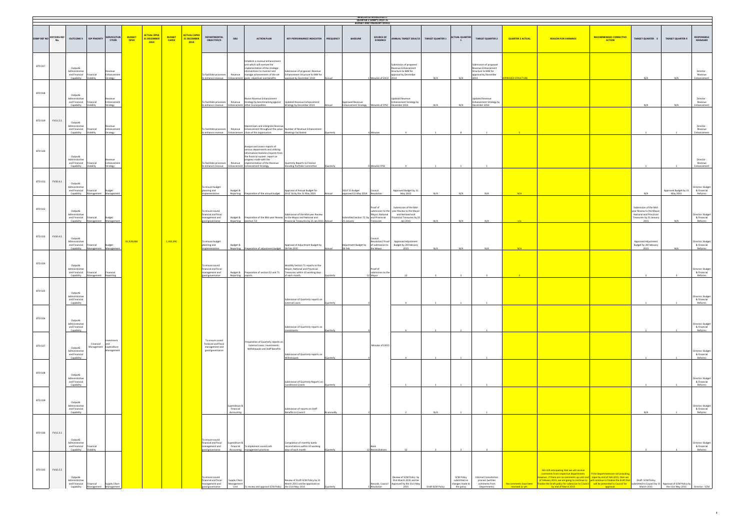NEWCASTLE MUNICIPALITY
QUARTER 2 SDBIP'S 2014-15
BUDGET AND TREASURY OFFICE

| SDBIP REF NO | IDP/ORG REF No. | OUTCOME 9 | IDP PRIORITY | SERVICE/FUNCTION | BUDGET OPEX | ACTUAL OPEX 31 DECEMBER 2014 | BUDGET CAPEX | ACTUAL CAPEX 31 DECEMBER 2014 | DEPARTMENTAL OBJECTIVE/S | SBU | ACTION PLAN | KEY PERFORMANCE INDICATOR | FREQUENCY | BASELINE | SOURCE OF EVIDENCE | ANNUAL TARGET 2014/15 | TARGET QUARTER 1 | ACTUAL QUARTER 1 | TARGET QUARTER 2 | QUARTER 2 ACTUAL | REASON FOR VARIANCE | RECOMMENDED CORRECTIVE ACTION | TARGET QUARTER 3 | TARGET QUARTER 4 | RESPONSIBLE MANAGER |
|---|---|---|---|---|---|---|---|---|---|---|---|---|---|---|---|---|---|---|---|---|---|---|---|---|---|
| BTO 017 | | Output6: Administrative and Financial Capability | Financial Viability | Revenue Enhancement Strategy | | | | | To facilitate processes to enhance revenue | Revenue Enhancement | Establish a revenue enhancement unit which will oversee the implementation of the strategic interventions to monitor and manage achievements of the set goals, objectives and benefits | Submission of proposed Revenue Enhancement Structure to MM for approval by December 2014 | Annual | 1 | Minutes of EXCO | Submission of proposed Revenue Enhancement Structure to MM for approval by December 2014 | N/A | N/A | Submission of proposed Revenue Enhancement Structure to MM for approval by December 2014 | APPROVED STRUCTURE | | | N/A | N/A | Director : Revenue Enhancement |
| BTO 018 | | Output6: Administrative and Financial Capability | Financial Viability | Revenue Enhancement Strategy | | | | | To facilitate processes to enhance revenue | Revenue Enhancement | Revise Revenue Enhancement Strategy by benchmarking against other municipalities | Updated Revenue Enhancement Strategy by December 2014 | Annual | Approved Revenue Enhancement Strategy | Minutes of FPSC | Updated Revenue Enhancement Strategy by December 2014 | N/A | N/A | Updated Revenue Enhancement Strategy by December 2014 | | | | N/A | N/A | Director : Revenue Enhancement |
| BTO 019 | FV11.2.1 | Output6: Administrative and Financial Capability | Financial Viability | Revenue Enhancement Strategy | | | | | To facilitate processes to enhance revenue | Revenue Enhancement | Mainstream and intergrate Revenue Enhancement throughout the value chain of the organization. | Number of Revenue Enhancement Meetings facilitated | Quarterly | 4 | Minutes | 4 | 1 | 8 | 1 | 5 | | | 1 | 1 | Director : Revenue Enhancement |
| BTO 020 | | Output6: Administrative and Financial Capability | Financial Viability | Revenue Enhancement Strategy | | | | | To facilitate processes to enhance revenue | Revenue Enhancement | Analyse and assess reports of various departments and utilizing information/statistics/reports from the financial system report on progress made with the implementation of the Revenue Enhancement Strategy. | Quarterly Reports to Finance Standing Portfolio Committee | Quarterly | 0 | Minutes FPSC | 4 | 1 | 1 | 1 | | | | 1 | 1 | Director : Revenue Enhancement |
| BTO 021 | FV10.4.1 | Output6: Administrative and Financial Capability | Financial Management | Budget Management | | | | | To ensure budget planning and implementation | Budget & Reporting | Preparation of the annual budget | Approval of Annual Budget for 2015' 16 by the 31 May 2015 | Annual | 2014' 15 Budget approved 22 May 2014 | Council Resolution | Approved Budget by 31 May 2015 | N/A | N/A | N/A | N/A | | | N/A | Approved Budget by 31 May 2015 | Director: Budget & Financial Reforms |
| BTO 022 | | Output6: Administrative and Financial Capability | Financial Management | Budget Management | | | | | To ensure sound financial and fiscal management and good governance | Budget & Reporting | Preparation of the Mid-year Review (section 72) | Submission of the Mid-year Review to the Mayor and National and Provincial Treasuries by 25 Jan 2015 | Annual | Submitted Section 72 by 25 January | Proof of submission to the Mayor, National and Provincial Treasuries | Submission of the Mid-year Review to the Mayor and National and Provincial Treasuries by 25 Jan 2015 | N/A | N/A | N/A | n/a | | | Submission of the Mid-year Review to the Mayor, National and Provincial Treasuries by 25 January 2015 | N/A | Director: Budget & Financial Reforms |
| BTO 023 | FV10.4.1 | Output6: Administrative and Financial Capability | Financial Management | Budget Management | 31,928,686 | | 1,450,000 | | To ensure budget planning and implementation | Budget & Reporting | Preparation of adjustment budget | Approval of Adjustment Budget by 28 Feb 2015 | Annual | Adjustment Budget by 28 Feb | Council Resolution/ Proof of submission to the Mayor | Approved Adjustment Budget by 28 February 2015 | N/A | N/A | N/A | N/A | | | Approved Adjustment Budget by 28 February 2015 | N/A | Director: Budget & Financial Reforms |
| BTO 024 | | Output6: Administrative and Financial Capability | Financial Management | Financial Reporting | | | | | To ensure sound financial and fiscal management and good governance | Budget & Reporting | Preparation of section 52 and 71 reports | Monthly Section 71 reports to the Mayor, National and Provincial Treasuries within 10 working days of each month. | Quarterly | 12 | Proof of submission to the Mayor | 12 | 3 | 3 | 3 | 2 | | | 3 | 3 | Director: Budget & Financial Reforms |
| BTO 025 | | Output6: Administrative and Financial Capability | | | | | | | | | | Submission of Quarterly reports on External Loans | Quarterly | 4 | | 4 | 1 | 1 | 1 | | | | 1 | 1 | Director: Budget & Financial Reforms |
| BTO 026 | | Output6: Administrative and Financial Capability | | | | | | | | | | Submission of Quarterly reports on Investments | Quarterly | 4 | | 4 | 1 | 1 | 1 | | | | 1 | 1 | Director: Budget & Financial Reforms |
| BTO 027 | | Output6: Administrative and Financial Capability | Financial Management | Investment and Expenditure Management | | | | | To ensure sound financial and fiscal management and good governance | | Preparation of Quarterly reports on External Loans; Investments; Withdrawals and Staff Benefits | Submission of Quarterly reports on Withdrawals | Quarterly | 4 | Minutes of EXCO | 4 | 1 | 1 | 1 | | | | 1 | 1 | Director: Budget & Financial Reforms |
| BTO 028 | | Output6: Administrative and Financial Capability | | | | | | | | | | Submission of Quarterly Reports on Conditional Grants | Quarterly | 4 | | 1 | 1 | 1 | 1 | | | | 1 | 1 | Director: Budget & Financial Reforms |
| BTO 029 | | Output6: Administrative and Financial Capability | | | | | | | | Expenditure & Financial Accounting | | Submission of reports on Staff Benefits to Council | Bi-annually | 2 | | 2 | N/A | 1 | 1 | | | | N/A | 1 | Director: Budget & Financial Reforms |
| BTO 030 | FV11.3.1 | Output6: Administrative and Financial Capability | Financial Viability | | | | | | To ensure sound financial and fiscal management and good governance | Expenditure & Financial Accounting | To implement sound cash management practices | Compilation of monthly banks reconciliations within 10 working days of each month | Quarterly | 12 | Bank Reconciliations | 12 | 3 | 3 | 3 | | | | 3 | 3 | Director: Budget & Financial Reforms |
| BTO 031 | FV10.2.2 | Output6: Administrative and Financial Capability | Financial Management | Supply Chain Management | | | | | To ensure sound financial and fiscal management and good governance | Supply Chain Management Unit | To review and approve SCM Policy | Review of Draft SCM Policy by 31 March 2015 and be approved on the 31st May 2015 | Quarterly | 1 | Records, Council Resolution | Review of SCM Policy by 31st March 2015 and be Approved by the 31st May 2015 | Draft SCM Policy | SCM Policy submitted no changes made to the policy | Internal Consultation process (written comments from Departments) | No comments have been received as yet | We still anticipating that we will receive comments from respective departments. However, if there are no comments up until end of Febuary 2015, we are going to continue to finalise the Draft policy for submission to Council by end of March 2015 | If the departmentsare not providing input by end of Feb 2015, then we will continue to finalise the draft that will be presented to Council for approval. | Draft SCM Policy submitted to Council by 31 March 2015 | Approval of SCM Policy by the 31st May 2015 | Director : SCM |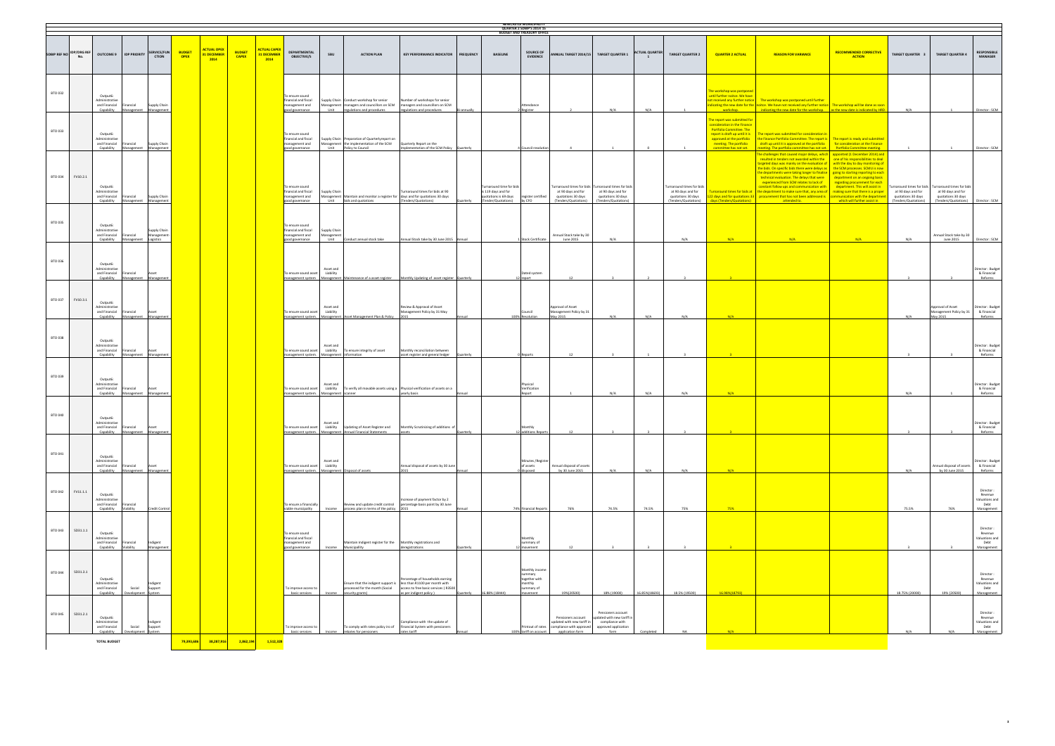NEWCASTLE MUNICIPALITY
QUARTER 2 SDBIP'S 2014-15
BUDGET AND TREASURY OFFICE

| SDBIP REF NO | IDP/ORG REF No. | OUTCOME 9 | IDP PRIORITY | SERVICE/FUNCTION | BUDGET OPEX | ACTUAL OPEX 31 DECEMBER 2014 | BUDGET CAPEX | ACTUAL CAPEX 31 DECEMBER 2014 | DEPARTMENTAL OBJECTIVE/S | SBU | ACTION PLAN | KEY PERFORMANCE INDICATOR | FREQUENCY | BASELINE | SOURCE OF EVIDENCE | ANNUAL TARGET 2014/15 | TARGET QUARTER 1 | ACTUAL QUARTER 1 | TARGET QUARTER 2 | QUARTER 2 ACTUAL | REASON FOR VARIANCE | RECOMMENDED CORRECTIVE ACTION | TARGET QUARTER 3 | TARGET QUARTER 4 | RESPONSIBLE MANAGER |
|---|---|---|---|---|---|---|---|---|---|---|---|---|---|---|---|---|---|---|---|---|---|---|---|---|---|
| BTO 032 | | Output6: Administrative and Financial Capability | Financial Management | Supply Chain Management | | | | | To ensure sound financial and fiscal management and good governance | Supply Chain Management Unit | Conduct workshop for senior managers and councillors on SCM regulations and procedures | Number of workshops for senior managers and councillors on SCM regulations and procedures | Bi-annually | 2 | Attendance Register | 2 | N/A | N/A | 1 | The workshop was postponed until further notice. We have not received any further notice indicating the new date for the workshop. | The workshop was postponed until further notice. We have not received any further notice indicating the new date for the workshop. | The workshop will be done as soon as the new date is indicated by HRD. | N/A | 1 | Director : SCM |
| BTO 033 | | Output6: Administrative and Financial Capability | Financial Management | Supply Chain Management | | | | | To ensure sound financial and fiscal management and good governance | Supply Chain Management Unit | Preparation of Quarterly report on the implementation of the SCM Policy to Council | Quarterly Report on the implementation of the SCM Policy | Quarterly | 4 | Council resolution | 4 | 1 | 0 | 1 | The report was submitted for consideration in the Finance Portfolio Committee. The report is draft up until it is approved at the portfolio meeting. The portfolio committee has not set. | The report was submitted for consideration in the Finance Portfolio Committee. The report is draft up until it is approved at the portfolio meeting. The portfolio committee has not set. | The report is ready and submitted for consideration at the Finance Portfolio Committee meeting. | 1 | 1 | Director : SCM |
| BTO 034 | FV10.2.1 | Output6: Administrative and Financial Capability | Financial Management | Supply Chain Management | | | | | To ensure sound financial and fiscal management and good governance | Supply Chain Management Unit | Maintain and monitor a register for bids and quotations | Turnaround times for bids at 90 days and for quotations 30 days (Tenders/Quotations) | Quarterly | Turnaround times for bids is 119 days and for quotations is 69 days (Tenders/Quotations) | register certified by CFO | Turnaround times for bids at 90 days and for quotations 30 days (Tenders/Quotations) | Turnaround times for bids at 90 days and for quotations 30 days (Tenders/Quotations) | | Turnaround times for bids at 90 days and for quotations 30 days (Tenders/Quotations) | Turnaround times for bids at 121 days and for quotations 33 days (Tenders/Quotations) | The challenges that caused major delays, which resulted in tenders not awarded within the targeted days was mainly on the evaluation of the bids. On specific bids there were delays as the departments were taking longer to finalize technical evaluation. The delays that were experienced from SCM relates to lack of constant follow ups and communication with the department to make sure that, any area of procurement that has not been addressed is attended to. | appointed (1 December 2014) and one of his responsibilities to deal with the day to day monitoring of the SCM processes. SCMU is now going to starting reporting to each department on an ongoing basis regarding procurement for each department. This will assist in making sure that there is a proper communication with the department which will further assist in. | Turnaround times for bids at 90 days and for quotations 30 days (Tenders/Quotations) | Turnaround times for bids at 90 days and for quotations 30 days (Tenders/Quotations) | Director : SCM |
| BTO 035 | | Output6: Administrative and Financial Capability | Financial Management | Supply Chain Management-Logistics | | | | | To ensure sound financial and fiscal management and good governance | Supply Chain Management Unit | Conduct annual stock take | Annual Stock take by 30 June 2015 | Annual | 1 | Stock Certificate | Annual Stock take by 30 June 2015 | N/A | | N/A | N/A | N/A | N/A | N/A | Annual Stock take by 30 June 2015 | Director : SCM |
| BTO 036 | | Output6: Administrative and Financial Capability | Financial Management | Asset Management | | | | | To ensure sound asset management systems | Asset and Liability Management | Maintenance of a asset register | Monthly Updating of asset register | Quarterly | 12 | Dated system report | 12 | 3 | 2 | 3 | 3 | | | 3 | 3 | Director : Budget & Financial Reforms |
| BTO 037 | FV10.3.1 | Output6: Administrative and Financial Capability | Financial Management | Asset Management | | | | | To ensure sound asset management systems | Asset and Liability Management | Asset Management Plan & Policy | Review & Approval of Asset Management Policy by 31 May 2015 | Annual | 100% | Council Resolution | Approval of Asset Management Policy by 31 May 2015 | N/A | N/A | N/A | N/A | | | N/A | Approval of Asset Management Policy by 31 May 2015 | Director : Budget & Financial Reforms |
| BTO 038 | | Output6: Administrative and Financial Capability | Financial Management | Asset Management | | | | | To ensure sound asset management systems | Asset and Liability Management | To ensure integrity of asset information | Monthly reconciliation between asset register and general ledger | Quarterly | 0 | Reports | 12 | 3 | 1 | 3 | 3 | | | 3 | 3 | Director : Budget & Financial Reforms |
| BTO 039 | | Output6: Administrative and Financial Capability | Financial Management | Asset Management | | | | | To ensure sound asset management systems | Asset and Liability Management | To verify all moveable assets using a scanner | Physical verification of assets on a yearly basis | Annual | | Physical Verification Report | 1 | N/A | N/A | N/A | N/A | | | N/A | 1 | Director : Budget & Financial Reforms |
| BTO 040 | | Output6: Administrative and Financial Capability | Financial Management | Asset Management | | | | | To ensure sound asset management systems | Asset and Liability Management | Updating of Asset Register and Annual Financial Statements | Monthly Scrutinizing of additions of assets | Quarterly | 12 | Monthly additions Reports | 12 | 3 | 3 | 3 | 3 | | | 3 | 3 | Director : Budget & Financial Reforms |
| BTO 041 | | Output6: Administrative and Financial Capability | Financial Management | Asset Management | | | | | To ensure sound asset management systems | Asset and Liability Management | Disposal of assets | Annual disposal of assets by 30 June 2015 | Annual | 0 | Minutes /Register of assets disposed | Annual disposal of assets by 30 June 2015 | N/A | N/A | N/A | N/A | | | N/A | Annual disposal of assets by 30 June 2015 | Director : Budget & Financial Reforms |
| BTO 042 | FV11.1.1 | Output6: Administrative and Financial Capability | Financial Viability | Credit Control | | | | | To ensure a financially viable municipality | Income | Review and update credit control process plan in terms of the policy | Increase of payment factor by 2 percentage basis point by 30 June 2015 | Annual | 74% | Financial Reports | 76% | 74.5% | 74.5% | 75% | 75% | | | 75.5% | 76% | Director : Revenue Valuations and Debt Management |
| BTO 043 | SD31.1.1 | Output6: Administrative and Financial Capability | Financial Viability | Indigent Management | | | | | To ensure sound financial and fiscal management and good governance | Income | Maintain Indigent register for the Municipality | Monthly registrations and deregistrations | Quarterly | 12 | Monthly summary of movement | 12 | 3 | 3 | 3 | 3 | | | 3 | 3 | Director : Revenue Valuations and Debt Management |
| BTO 044 | SD31.3.1 | Output6: Administrative and Financial Capability | Social Development | Indigent Support System | | | | | To improve access to basic services | Income | Ensure that the indigent support is processed for the month (Social security grants) | Percentage of households earning less than R1100 per month with access to free basic services ( R3500 as per indigent policy ) | Quarterly | 16.88% (18444) | Monthly income summary together with monthly summary of movement | 19%(20500) | 18% (19000) | 16.85%(18693) | 18.5% (19500) | 16.98%(18793) | | | 18.75% (20000) | 19% (20500) | Director : Revenue Valuations and Debt Management |
| BTO 045 | SD31.2.1 | Output6: Administrative and Financial Capability | Social Development | Indigent Support System | | | | | To improve access to basic services | Income | To comply with rates policy ito of rebates for pensioners | Compliance with the update of Financial System with pensioners rates tariff | Annual | 100% | Printout of rates tariff on account | Pensioners account updated with new tariff in compliance with approved application form | Pensioners account updated with new tariff in compliance with approved application form | Completed | N/A | N/A | | | N/A | N/A | Director : Revenue Valuations and Debt Management |
| | | **TOTAL BUDGET** | | | 79,893,686 | 38,287,916 | 2,862,194 | 1,512,328 | | | | | | | | | | | | | | | | | |